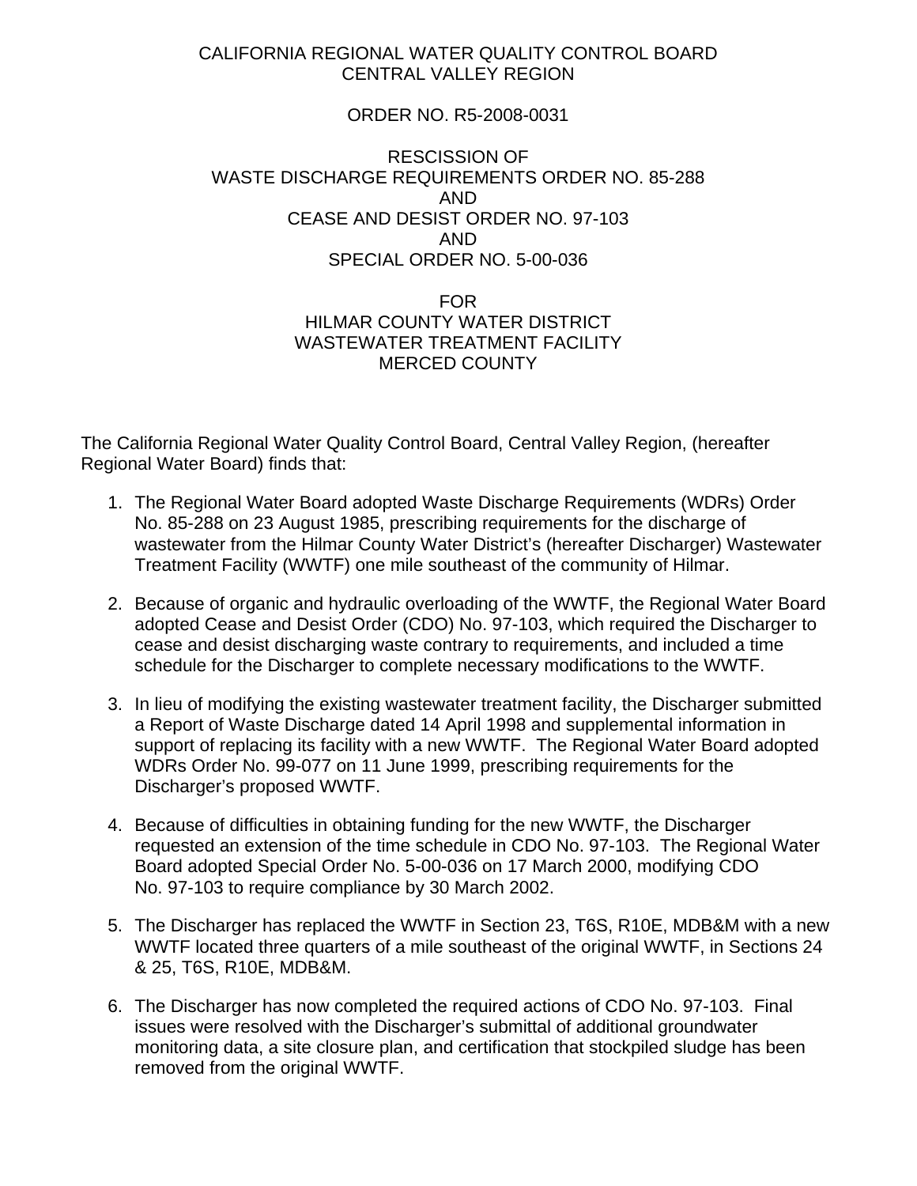CALIFORNIA REGIONAL WATER QUALITY CONTROL BOARD
CENTRAL VALLEY REGION

ORDER NO. R5-2008-0031

RESCISSION OF
WASTE DISCHARGE REQUIREMENTS ORDER NO. 85-288
AND
CEASE AND DESIST ORDER NO. 97-103
AND
SPECIAL ORDER NO. 5-00-036

FOR
HILMAR COUNTY WATER DISTRICT
WASTEWATER TREATMENT FACILITY
MERCED COUNTY

The California Regional Water Quality Control Board, Central Valley Region, (hereafter Regional Water Board) finds that:

1. The Regional Water Board adopted Waste Discharge Requirements (WDRs) Order No. 85-288 on 23 August 1985, prescribing requirements for the discharge of wastewater from the Hilmar County Water District's (hereafter Discharger) Wastewater Treatment Facility (WWTF) one mile southeast of the community of Hilmar.

2. Because of organic and hydraulic overloading of the WWTF, the Regional Water Board adopted Cease and Desist Order (CDO) No. 97-103, which required the Discharger to cease and desist discharging waste contrary to requirements, and included a time schedule for the Discharger to complete necessary modifications to the WWTF.

3. In lieu of modifying the existing wastewater treatment facility, the Discharger submitted a Report of Waste Discharge dated 14 April 1998 and supplemental information in support of replacing its facility with a new WWTF. The Regional Water Board adopted WDRs Order No. 99-077 on 11 June 1999, prescribing requirements for the Discharger's proposed WWTF.

4. Because of difficulties in obtaining funding for the new WWTF, the Discharger requested an extension of the time schedule in CDO No. 97-103. The Regional Water Board adopted Special Order No. 5-00-036 on 17 March 2000, modifying CDO No. 97-103 to require compliance by 30 March 2002.

5. The Discharger has replaced the WWTF in Section 23, T6S, R10E, MDB&M with a new WWTF located three quarters of a mile southeast of the original WWTF, in Sections 24 & 25, T6S, R10E, MDB&M.

6. The Discharger has now completed the required actions of CDO No. 97-103. Final issues were resolved with the Discharger's submittal of additional groundwater monitoring data, a site closure plan, and certification that stockpiled sludge has been removed from the original WWTF.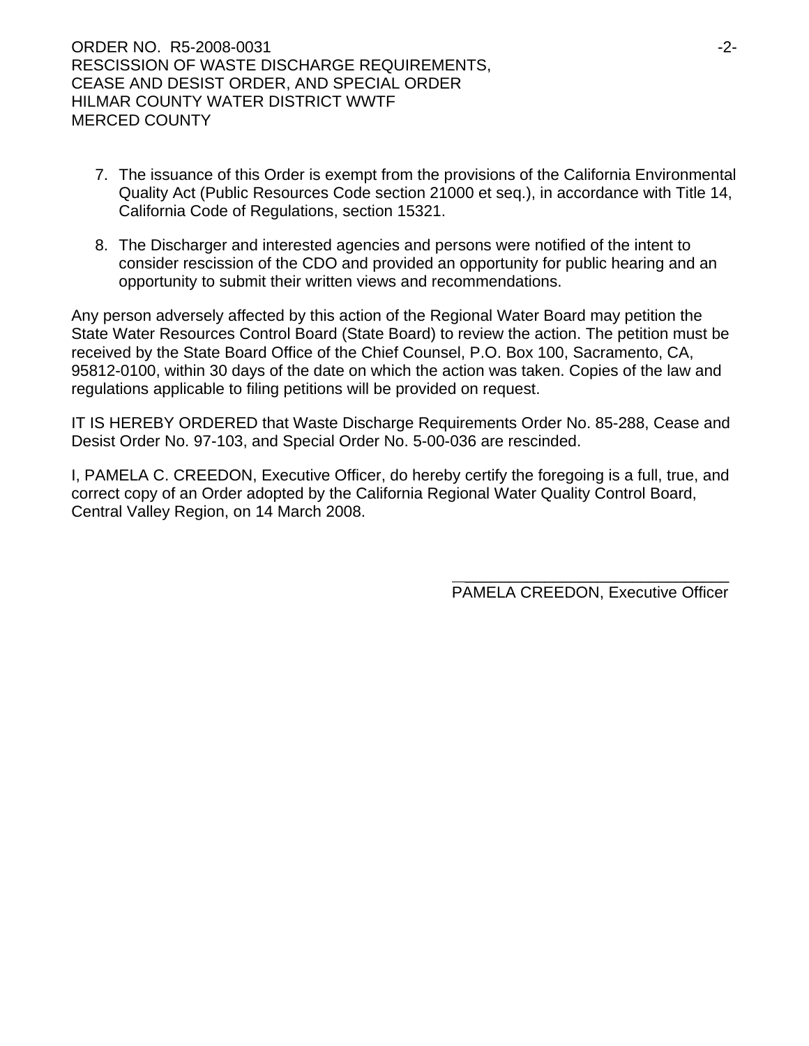7. The issuance of this Order is exempt from the provisions of the California Environmental Quality Act (Public Resources Code section 21000 et seq.), in accordance with Title 14, California Code of Regulations, section 15321.

8. The Discharger and interested agencies and persons were notified of the intent to consider rescission of the CDO and provided an opportunity for public hearing and an opportunity to submit their written views and recommendations.

Any person adversely affected by this action of the Regional Water Board may petition the State Water Resources Control Board (State Board) to review the action. The petition must be received by the State Board Office of the Chief Counsel, P.O. Box 100, Sacramento, CA, 95812-0100, within 30 days of the date on which the action was taken. Copies of the law and regulations applicable to filing petitions will be provided on request.

IT IS HEREBY ORDERED that Waste Discharge Requirements Order No. 85-288, Cease and Desist Order No. 97-103, and Special Order No. 5-00-036 are rescinded.

I, PAMELA C. CREEDON, Executive Officer, do hereby certify the foregoing is a full, true, and correct copy of an Order adopted by the California Regional Water Quality Control Board, Central Valley Region, on 14 March 2008.

\_\_\_\_\_\_\_\_\_\_\_\_\_\_\_\_\_\_\_\_\_\_\_\_\_\_\_\_\_\_\_\_

PAMELA CREEDON, Executive Officer